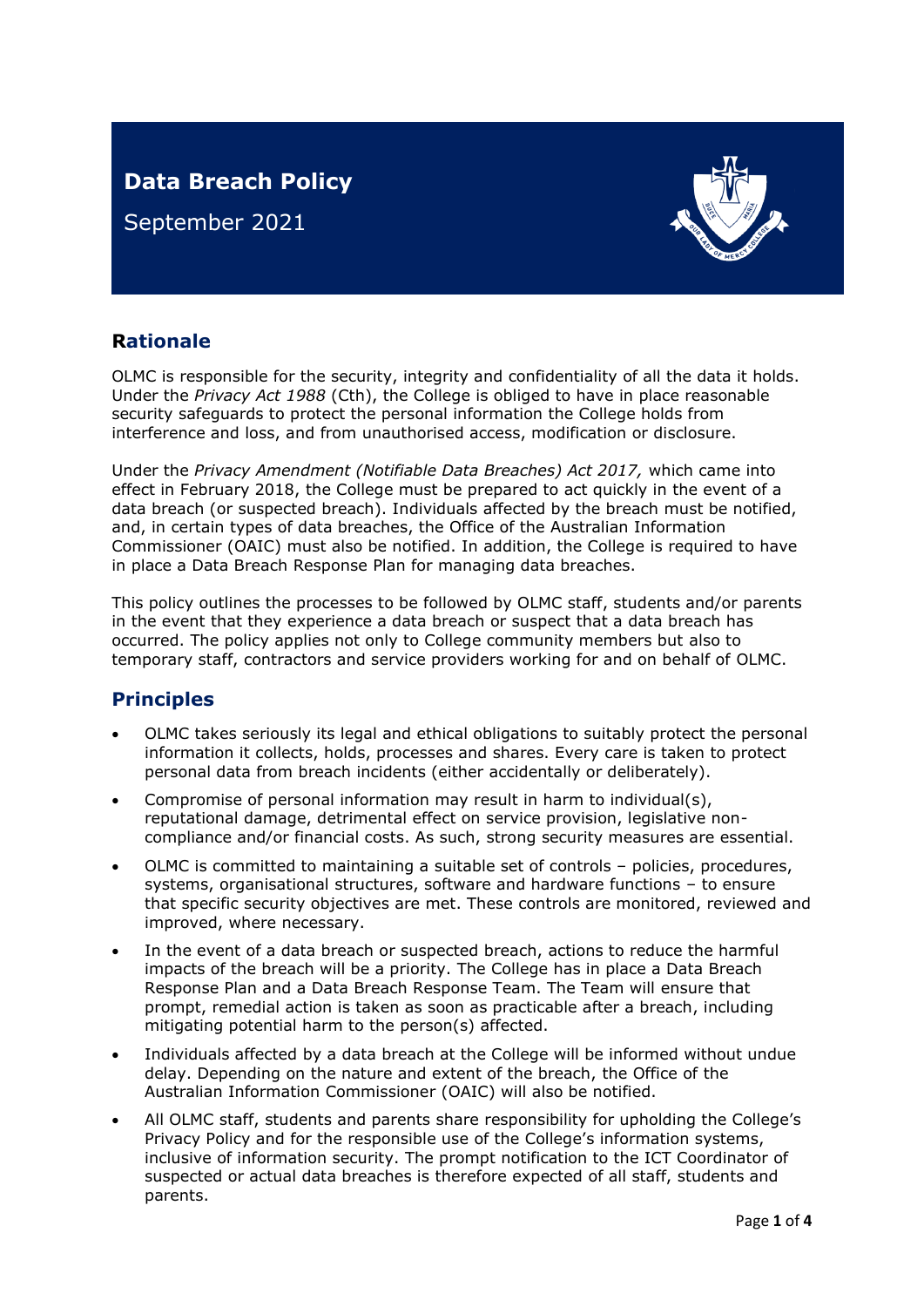# Data Breach Policy

September 2021

## Rationale

OLMC is responsible for the security, integrity and confidentiality of all the data it holds. Under the *Privacy Act 1988* (Cth), the College is obliged to have in place reasonable security safeguards to protect the personal information the College holds from interference and loss, and from unauthorised access, modification or disclosure.

Under the *Privacy Amendment (Notifiable Data Breaches) Act 2017,* which came into effect in February 2018, the College must be prepared to act quickly in the event of a data breach (or suspected breach). Individuals affected by the breach must be notified, and, in certain types of data breaches, the Office of the Australian Information Commissioner (OAIC) must also be notified. In addition, the College is required to have in place a Data Breach Response Plan for managing data breaches.

This policy outlines the processes to be followed by OLMC staff, students and/or parents in the event that they experience a data breach or suspect that a data breach has occurred. The policy applies not only to College community members but also to temporary staff, contractors and service providers working for and on behalf of OLMC.

## Principles

- OLMC takes seriously its legal and ethical obligations to suitably protect the personal information it collects, holds, processes and shares. Every care is taken to protect personal data from breach incidents (either accidentally or deliberately).
- Compromise of personal information may result in harm to individual(s), reputational damage, detrimental effect on service provision, legislative non-compliance and/or financial costs. As such, strong security measures are essential.
- OLMC is committed to maintaining a suitable set of controls – policies, procedures, systems, organisational structures, software and hardware functions – to ensure that specific security objectives are met. These controls are monitored, reviewed and improved, where necessary.
- In the event of a data breach or suspected breach, actions to reduce the harmful impacts of the breach will be a priority. The College has in place a Data Breach Response Plan and a Data Breach Response Team. The Team will ensure that prompt, remedial action is taken as soon as practicable after a breach, including mitigating potential harm to the person(s) affected.
- Individuals affected by a data breach at the College will be informed without undue delay. Depending on the nature and extent of the breach, the Office of the Australian Information Commissioner (OAIC) will also be notified.
- All OLMC staff, students and parents share responsibility for upholding the College's Privacy Policy and for the responsible use of the College's information systems, inclusive of information security. The prompt notification to the ICT Coordinator of suspected or actual data breaches is therefore expected of all staff, students and parents.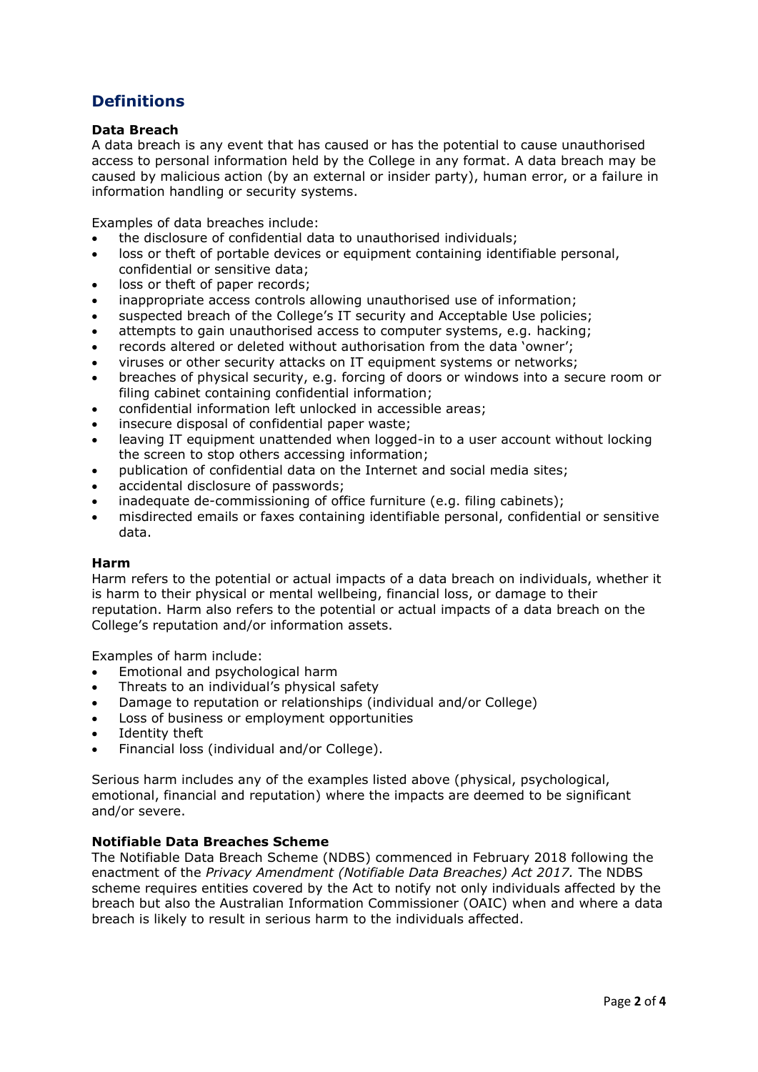## Definitions

### Data Breach

A data breach is any event that has caused or has the potential to cause unauthorised access to personal information held by the College in any format. A data breach may be caused by malicious action (by an external or insider party), human error, or a failure in information handling or security systems.

Examples of data breaches include:

- the disclosure of confidential data to unauthorised individuals;
- loss or theft of portable devices or equipment containing identifiable personal, confidential or sensitive data;
- loss or theft of paper records;
- inappropriate access controls allowing unauthorised use of information;
- suspected breach of the College's IT security and Acceptable Use policies;
- attempts to gain unauthorised access to computer systems, e.g. hacking;
- records altered or deleted without authorisation from the data 'owner';
- viruses or other security attacks on IT equipment systems or networks;
- breaches of physical security, e.g. forcing of doors or windows into a secure room or filing cabinet containing confidential information;
- confidential information left unlocked in accessible areas;
- insecure disposal of confidential paper waste;
- leaving IT equipment unattended when logged-in to a user account without locking the screen to stop others accessing information;
- publication of confidential data on the Internet and social media sites;
- accidental disclosure of passwords;
- inadequate de-commissioning of office furniture (e.g. filing cabinets);
- misdirected emails or faxes containing identifiable personal, confidential or sensitive data.

### Harm

Harm refers to the potential or actual impacts of a data breach on individuals, whether it is harm to their physical or mental wellbeing, financial loss, or damage to their reputation. Harm also refers to the potential or actual impacts of a data breach on the College's reputation and/or information assets.

Examples of harm include:

- Emotional and psychological harm
- Threats to an individual's physical safety
- Damage to reputation or relationships (individual and/or College)
- Loss of business or employment opportunities
- Identity theft
- Financial loss (individual and/or College).

Serious harm includes any of the examples listed above (physical, psychological, emotional, financial and reputation) where the impacts are deemed to be significant and/or severe.

### Notifiable Data Breaches Scheme

The Notifiable Data Breach Scheme (NDBS) commenced in February 2018 following the enactment of the *Privacy Amendment (Notifiable Data Breaches) Act 2017.* The NDBS scheme requires entities covered by the Act to notify not only individuals affected by the breach but also the Australian Information Commissioner (OAIC) when and where a data breach is likely to result in serious harm to the individuals affected.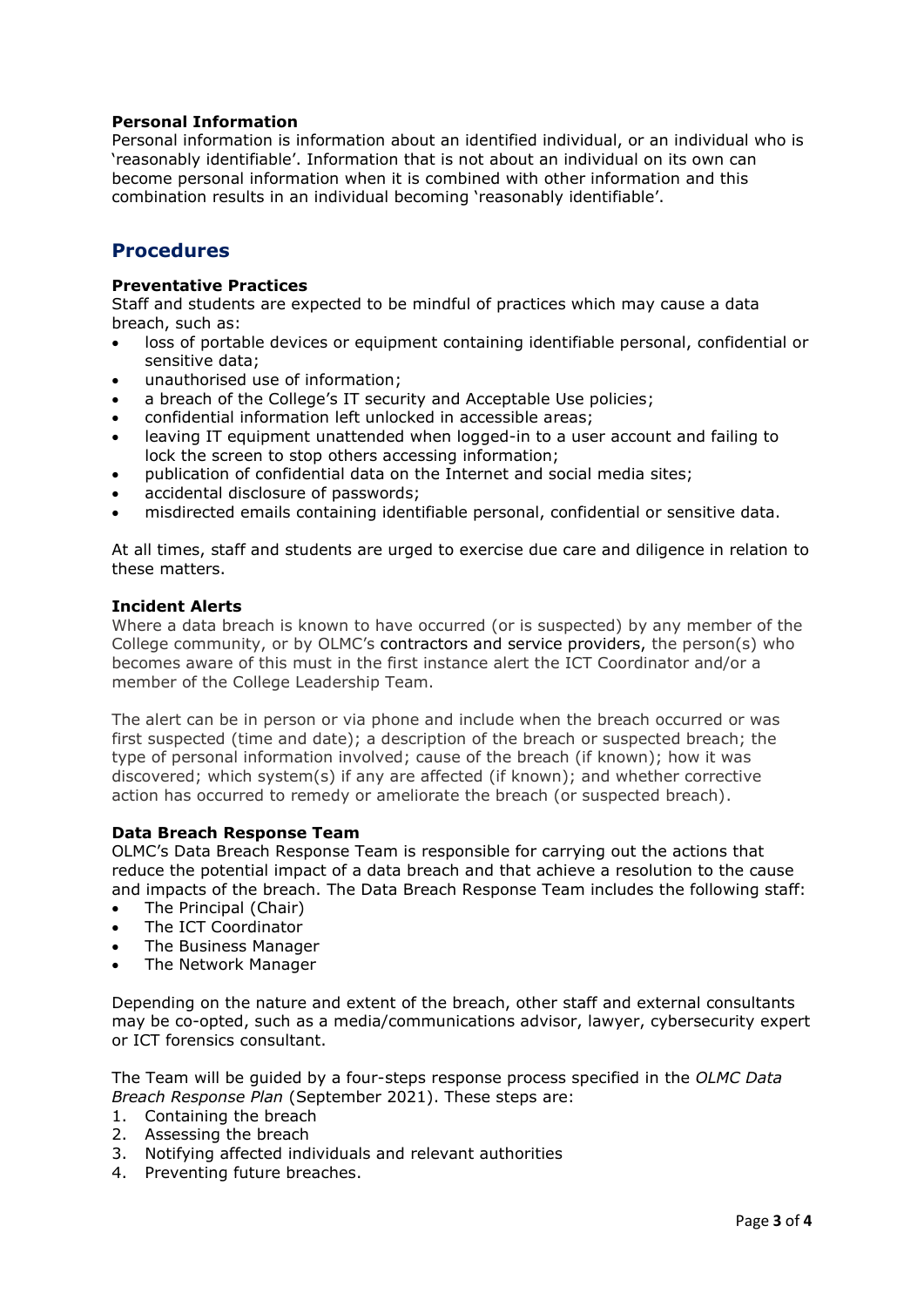**Personal Information**

Personal information is information about an identified individual, or an individual who is 'reasonably identifiable'. Information that is not about an individual on its own can become personal information when it is combined with other information and this combination results in an individual becoming 'reasonably identifiable'.

## Procedures

**Preventative Practices**

Staff and students are expected to be mindful of practices which may cause a data breach, such as:

- loss of portable devices or equipment containing identifiable personal, confidential or sensitive data;
- unauthorised use of information;
- a breach of the College's IT security and Acceptable Use policies;
- confidential information left unlocked in accessible areas;
- leaving IT equipment unattended when logged-in to a user account and failing to lock the screen to stop others accessing information;
- publication of confidential data on the Internet and social media sites;
- accidental disclosure of passwords;
- misdirected emails containing identifiable personal, confidential or sensitive data.

At all times, staff and students are urged to exercise due care and diligence in relation to these matters.

**Incident Alerts**

Where a data breach is known to have occurred (or is suspected) by any member of the College community, or by OLMC's contractors and service providers, the person(s) who becomes aware of this must in the first instance alert the ICT Coordinator and/or a member of the College Leadership Team.

The alert can be in person or via phone and include when the breach occurred or was first suspected (time and date); a description of the breach or suspected breach; the type of personal information involved; cause of the breach (if known); how it was discovered; which system(s) if any are affected (if known); and whether corrective action has occurred to remedy or ameliorate the breach (or suspected breach).

**Data Breach Response Team**

OLMC's Data Breach Response Team is responsible for carrying out the actions that reduce the potential impact of a data breach and that achieve a resolution to the cause and impacts of the breach. The Data Breach Response Team includes the following staff:

- The Principal (Chair)
- The ICT Coordinator
- The Business Manager
- The Network Manager

Depending on the nature and extent of the breach, other staff and external consultants may be co-opted, such as a media/communications advisor, lawyer, cybersecurity expert or ICT forensics consultant.

The Team will be guided by a four-steps response process specified in the *OLMC Data Breach Response Plan* (September 2021). These steps are:

1. Containing the breach
2. Assessing the breach
3. Notifying affected individuals and relevant authorities
4. Preventing future breaches.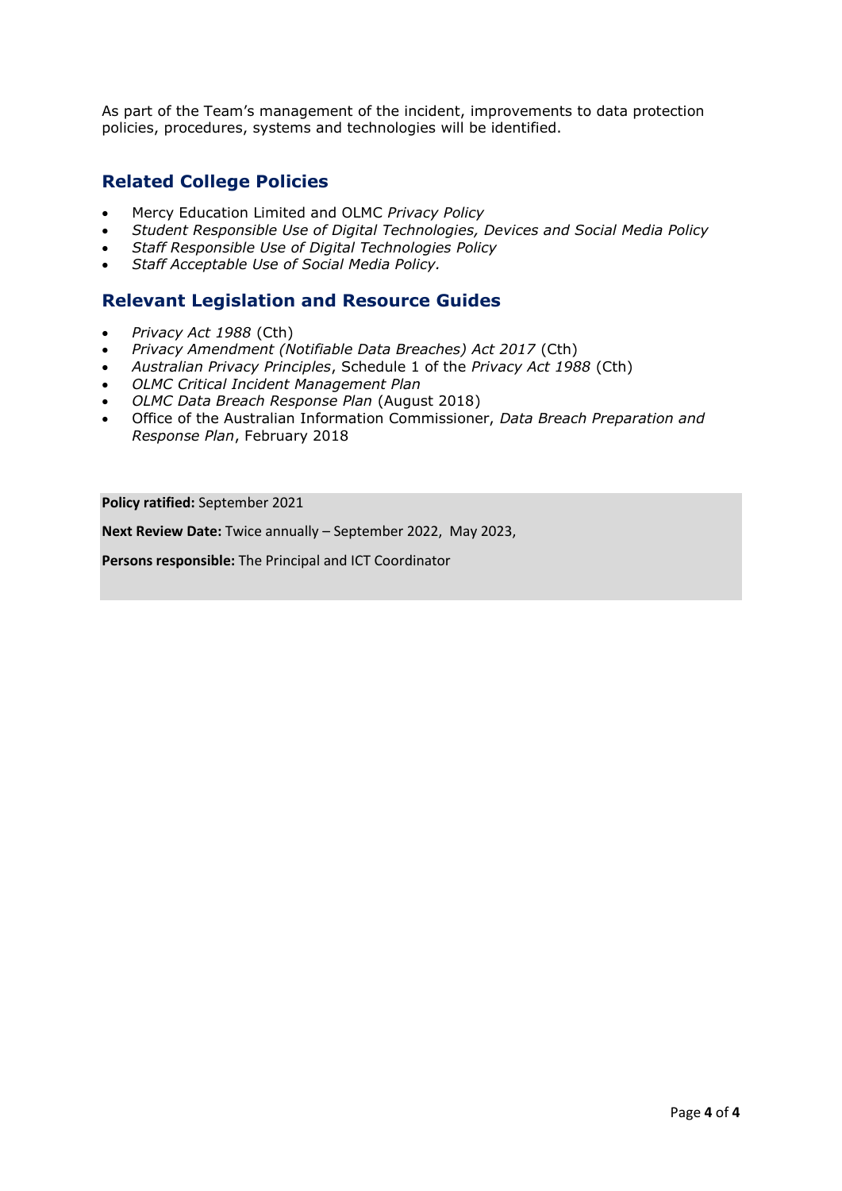As part of the Team's management of the incident, improvements to data protection policies, procedures, systems and technologies will be identified.

## Related College Policies

- Mercy Education Limited and OLMC *Privacy Policy*
- *Student Responsible Use of Digital Technologies, Devices and Social Media Policy*
- *Staff Responsible Use of Digital Technologies Policy*
- *Staff Acceptable Use of Social Media Policy.*

## Relevant Legislation and Resource Guides

- *Privacy Act 1988* (Cth)
- *Privacy Amendment (Notifiable Data Breaches) Act 2017* (Cth)
- *Australian Privacy Principles*, Schedule 1 of the *Privacy Act 1988* (Cth)
- *OLMC Critical Incident Management Plan*
- *OLMC Data Breach Response Plan* (August 2018)
- Office of the Australian Information Commissioner, *Data Breach Preparation and Response Plan*, February 2018

**Policy ratified:** September 2021

**Next Review Date:** Twice annually – September 2022, May 2023,

**Persons responsible:** The Principal and ICT Coordinator